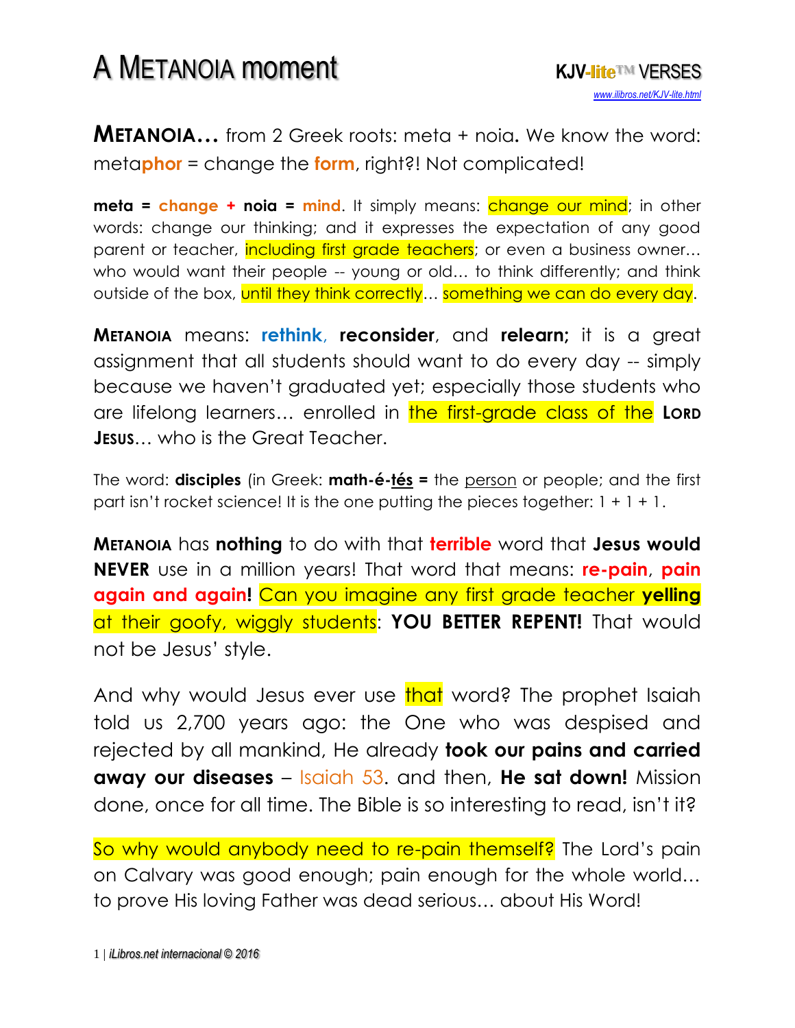# A METANOIA moment

**KJV-lite™ VERSES**
www.ilibros.net/KJV-lite.html

**METANOIA…** from 2 Greek roots: meta + noia**.** We know the word: meta**phor** = change the **form**, right?! Not complicated!

**meta = change + noia = mind**. It simply means: change our mind; in other words: change our thinking; and it expresses the expectation of any good parent or teacher, including first grade teachers; or even a business owner… who would want their people -- young or old… to think differently; and think outside of the box, until they think correctly… something we can do every day.

**METANOIA** means: **rethink**, **reconsider**, and **relearn;** it is a great assignment that all students should want to do every day -- simply because we haven't graduated yet; especially those students who are lifelong learners… enrolled in the first-grade class of the **LORD JESUS**… who is the Great Teacher.

The word: **disciples** (in Greek: **math-é-tés =** the person or people; and the first part isn't rocket science! It is the one putting the pieces together: 1 + 1 + 1.

**METANOIA** has **nothing** to do with that **terrible** word that **Jesus would NEVER** use in a million years! That word that means: **re-pain**, **pain again and again!** Can you imagine any first grade teacher **yelling** at their goofy, wiggly students: **YOU BETTER REPENT!** That would not be Jesus' style.

And why would Jesus ever use that word? The prophet Isaiah told us 2,700 years ago: the One who was despised and rejected by all mankind, He already **took our pains and carried away our diseases** – Isaiah 53. and then, **He sat down!** Mission done, once for all time. The Bible is so interesting to read, isn't it?

So why would anybody need to re-pain themself? The Lord's pain on Calvary was good enough; pain enough for the whole world… to prove His loving Father was dead serious… about His Word!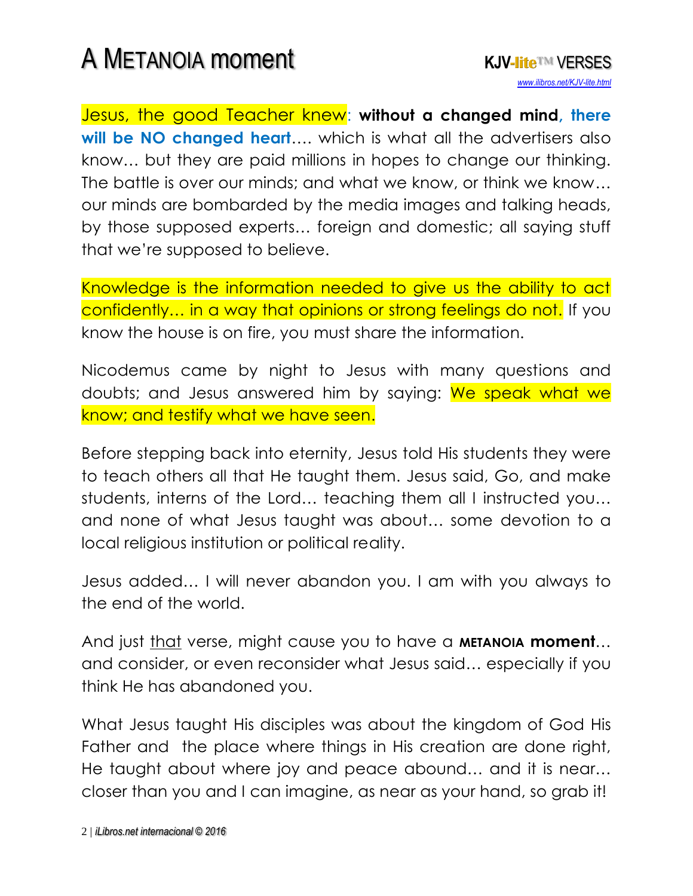Jesus, the good Teacher knew: **without a changed mind, there will be NO changed heart**…. which is what all the advertisers also know… but they are paid millions in hopes to change our thinking. The battle is over our minds; and what we know, or think we know… our minds are bombarded by the media images and talking heads, by those supposed experts… foreign and domestic; all saying stuff that we're supposed to believe.

Knowledge is the information needed to give us the ability to act confidently… in a way that opinions or strong feelings do not. If you know the house is on fire, you must share the information.

Nicodemus came by night to Jesus with many questions and doubts; and Jesus answered him by saying: We speak what we know; and testify what we have seen.

Before stepping back into eternity, Jesus told His students they were to teach others all that He taught them. Jesus said, Go, and make students, interns of the Lord… teaching them all I instructed you… and none of what Jesus taught was about… some devotion to a local religious institution or political reality.

Jesus added… I will never abandon you. I am with you always to the end of the world.

And just <u>that</u> verse, might cause you to have a **METANOIA moment**… and consider, or even reconsider what Jesus said… especially if you think He has abandoned you.

What Jesus taught His disciples was about the kingdom of God His Father and the place where things in His creation are done right, He taught about where joy and peace abound… and it is near… closer than you and I can imagine, as near as your hand, so grab it!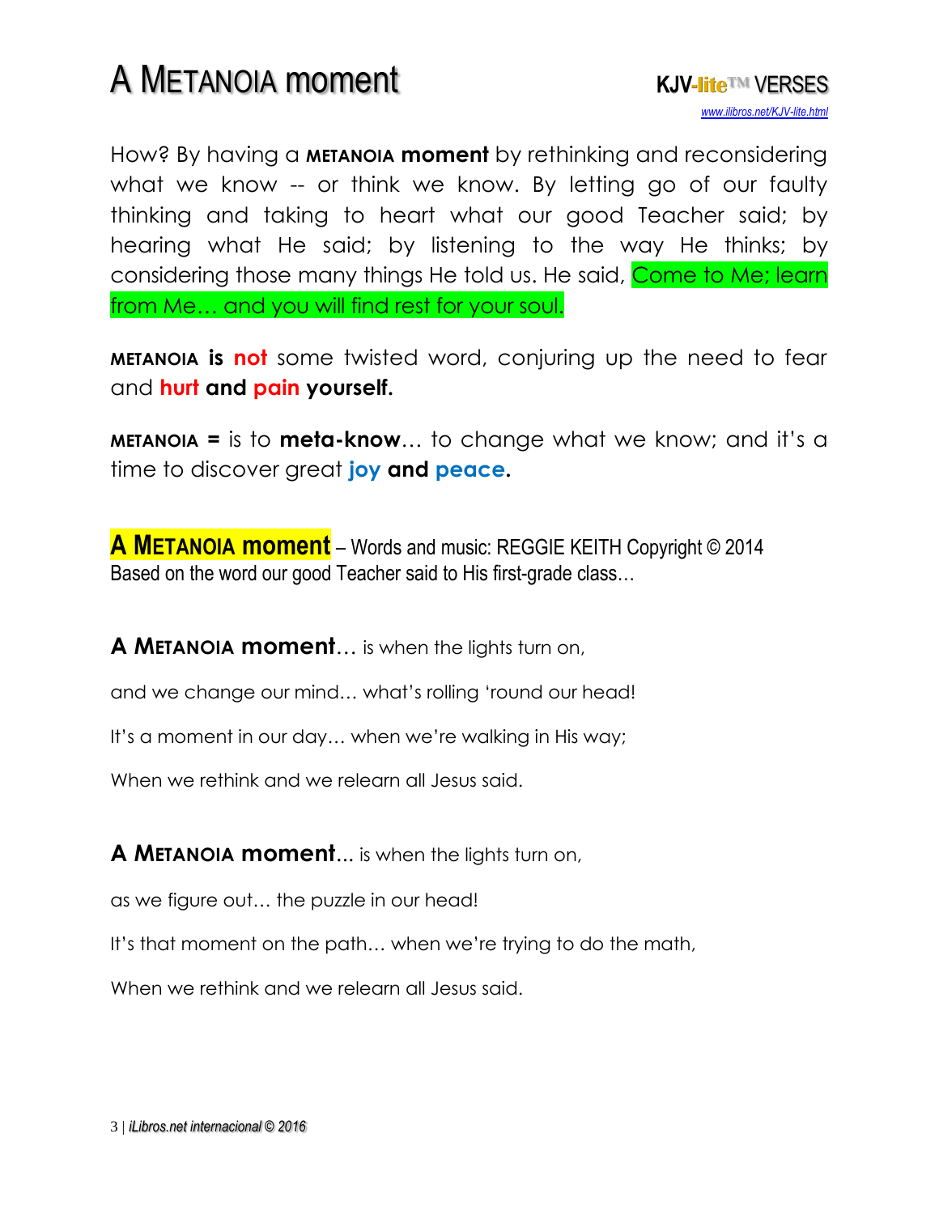# A METANOIA moment

**KJV-lite™ VERSES**
www.ilibros.net/KJV-lite.html

How? By having a **METANOIA moment** by rethinking and reconsidering what we know -- or think we know. By letting go of our faulty thinking and taking to heart what our good Teacher said; by hearing what He said; by listening to the way He thinks; by considering those many things He told us. He said, Come to Me; learn from Me… and you will find rest for your soul.

**METANOIA is not** some twisted word, conjuring up the need to fear and **hurt and pain yourself.**

**METANOIA =** is to **meta-know**… to change what we know; and it's a time to discover great **joy and peace.**

**A METANOIA moment** – Words and music: REGGIE KEITH Copyright © 2014
Based on the word our good Teacher said to His first-grade class…

**A METANOIA moment**… is when the lights turn on,

and we change our mind… what's rolling 'round our head!

It's a moment in our day… when we're walking in His way;

When we rethink and we relearn all Jesus said.

**A METANOIA moment**… is when the lights turn on,

as we figure out… the puzzle in our head!

It's that moment on the path… when we're trying to do the math,

When we rethink and we relearn all Jesus said.